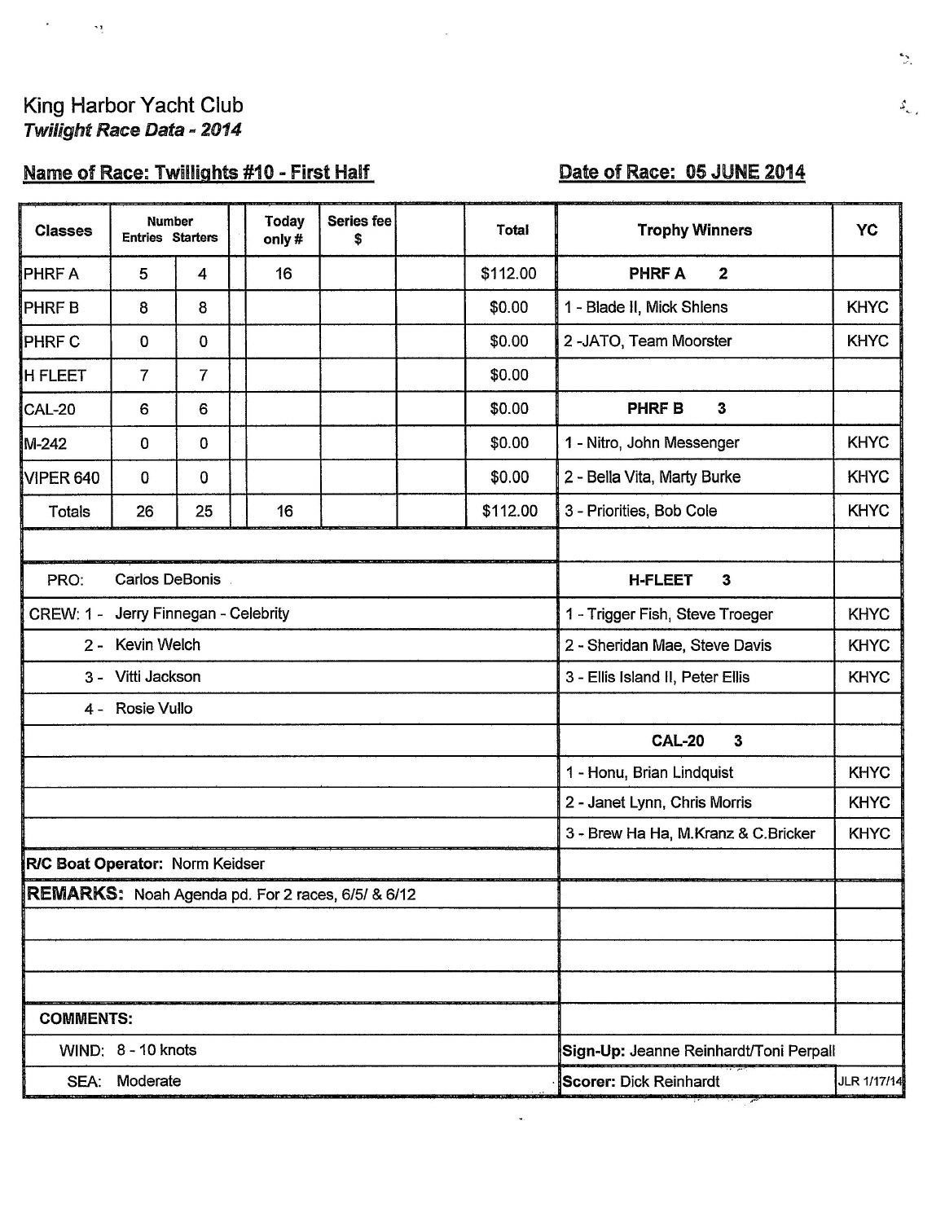King Harbor Yacht Club

***Twilight Race Data - 2014***

**Name of Race: Twillights #10 - First Half**

**Date of Race: 05 JUNE 2014**

| Classes | Number Entries | Starters | | Today only # | Series fee $ | | Total | Trophy Winners | YC |
|---|---|---|---|---|---|---|---|---|---|
| PHRF A | 5 | 4 | | 16 | | | $112.00 | **PHRF A 2** | |
| PHRF B | 8 | 8 | | | | | $0.00 | 1 - Blade II, Mick Shlens | KHYC |
| PHRF C | 0 | 0 | | | | | $0.00 | 2 -JATO, Team Moorster | KHYC |
| H FLEET | 7 | 7 | | | | | $0.00 | | |
| CAL-20 | 6 | 6 | | | | | $0.00 | **PHRF B 3** | |
| M-242 | 0 | 0 | | | | | $0.00 | 1 - Nitro, John Messenger | KHYC |
| VIPER 640 | 0 | 0 | | | | | $0.00 | 2 - Bella Vita, Marty Burke | KHYC |
| Totals | 26 | 25 | | 16 | | | $112.00 | 3 - Priorities, Bob Cole | KHYC |

| | Trophy Winners | YC |
|---|---|---|
| | | |
| PRO: Carlos DeBonis | **H-FLEET 3** | |
| CREW: 1 - Jerry Finnegan - Celebrity | 1 - Trigger Fish, Steve Troeger | KHYC |
| 2 - Kevin Welch | 2 - Sheridan Mae, Steve Davis | KHYC |
| 3 - Vitti Jackson | 3 - Ellis Island II, Peter Ellis | KHYC |
| 4 - Rosie Vullo | | |
| | **CAL-20 3** | |
| | 1 - Honu, Brian Lindquist | KHYC |
| | 2 - Janet Lynn, Chris Morris | KHYC |
| | 3 - Brew Ha Ha, M.Kranz & C.Bricker | KHYC |
| **R/C Boat Operator:** Norm Keidser | | |
| **REMARKS:** Noah Agenda pd. For 2 races, 6/5/ & 6/12 | | |
| | | |
| | | |
| | | |
| **COMMENTS:** | | |
| WIND: 8 - 10 knots | **Sign-Up:** Jeanne Reinhardt/Toni Perpall | |
| SEA: Moderate | **Scorer:** Dick Reinhardt | JLR 1/17/14 |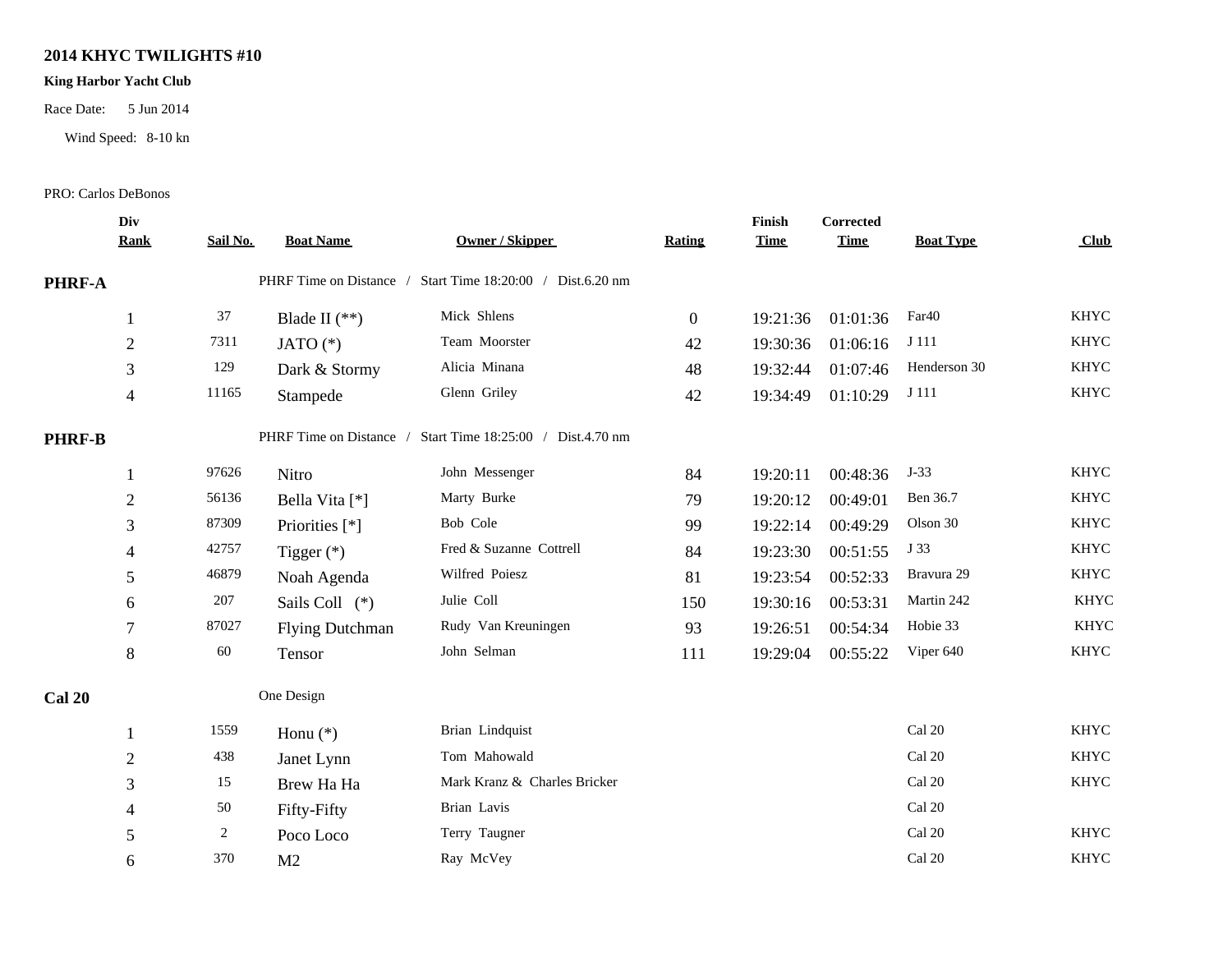**2014 KHYC TWILIGHTS #10**

**King Harbor Yacht Club**

Race Date: 5 Jun 2014

Wind Speed: 8-10 kn

PRO: Carlos DeBonos

| Div Rank | Sail No. | Boat Name | Owner / Skipper | Rating | Finish Time | Corrected Time | Boat Type | Club |
|---|---|---|---|---|---|---|---|---|
| **PHRF-A** | | PHRF Time on Distance / Start Time 18:20:00 / Dist.6.20 nm | | | | | | |
| 1 | 37 | Blade II (**) | Mick Shlens | 0 | 19:21:36 | 01:01:36 | Far40 | KHYC |
| 2 | 7311 | JATO (*) | Team Moorster | 42 | 19:30:36 | 01:06:16 | J 111 | KHYC |
| 3 | 129 | Dark & Stormy | Alicia Minana | 48 | 19:32:44 | 01:07:46 | Henderson 30 | KHYC |
| 4 | 11165 | Stampede | Glenn Griley | 42 | 19:34:49 | 01:10:29 | J 111 | KHYC |
| **PHRF-B** | | PHRF Time on Distance / Start Time 18:25:00 / Dist.4.70 nm | | | | | | |
| 1 | 97626 | Nitro | John Messenger | 84 | 19:20:11 | 00:48:36 | J-33 | KHYC |
| 2 | 56136 | Bella Vita [*] | Marty Burke | 79 | 19:20:12 | 00:49:01 | Ben 36.7 | KHYC |
| 3 | 87309 | Priorities [*] | Bob Cole | 99 | 19:22:14 | 00:49:29 | Olson 30 | KHYC |
| 4 | 42757 | Tigger (*) | Fred & Suzanne Cottrell | 84 | 19:23:30 | 00:51:55 | J 33 | KHYC |
| 5 | 46879 | Noah Agenda | Wilfred Poiesz | 81 | 19:23:54 | 00:52:33 | Bravura 29 | KHYC |
| 6 | 207 | Sails Coll (*) | Julie Coll | 150 | 19:30:16 | 00:53:31 | Martin 242 | KHYC |
| 7 | 87027 | Flying Dutchman | Rudy Van Kreuningen | 93 | 19:26:51 | 00:54:34 | Hobie 33 | KHYC |
| 8 | 60 | Tensor | John Selman | 111 | 19:29:04 | 00:55:22 | Viper 640 | KHYC |
| **Cal 20** | | One Design | | | | | | |
| 1 | 1559 | Honu (*) | Brian Lindquist | | | | Cal 20 | KHYC |
| 2 | 438 | Janet Lynn | Tom Mahowald | | | | Cal 20 | KHYC |
| 3 | 15 | Brew Ha Ha | Mark Kranz & Charles Bricker | | | | Cal 20 | KHYC |
| 4 | 50 | Fifty-Fifty | Brian Lavis | | | | Cal 20 | |
| 5 | 2 | Poco Loco | Terry Taugner | | | | Cal 20 | KHYC |
| 6 | 370 | M2 | Ray McVey | | | | Cal 20 | KHYC |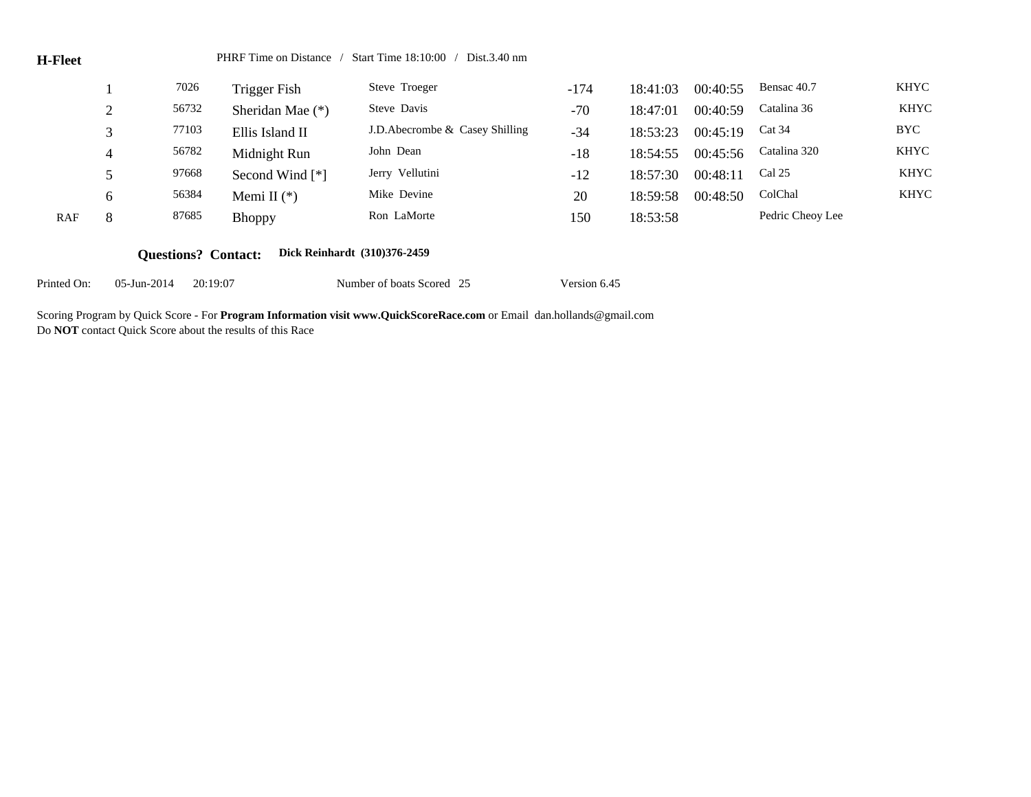**H-Fleet** PHRF Time on Distance / Start Time 18:10:00 / Dist.3.40 nm

| | | | | | | | | | |
|---|---|---|---|---|---|---|---|---|---|
| | 1 | 7026 | Trigger Fish | Steve Troeger | -174 | 18:41:03 | 00:40:55 | Bensac 40.7 | KHYC |
| | 2 | 56732 | Sheridan Mae (*) | Steve Davis | -70 | 18:47:01 | 00:40:59 | Catalina 36 | KHYC |
| | 3 | 77103 | Ellis Island II | J.D.Abecrombe & Casey Shilling | -34 | 18:53:23 | 00:45:19 | Cat 34 | BYC |
| | 4 | 56782 | Midnight Run | John Dean | -18 | 18:54:55 | 00:45:56 | Catalina 320 | KHYC |
| | 5 | 97668 | Second Wind [*] | Jerry Vellutini | -12 | 18:57:30 | 00:48:11 | Cal 25 | KHYC |
| | 6 | 56384 | Memi II (*) | Mike Devine | 20 | 18:59:58 | 00:48:50 | ColChal | KHYC |
| RAF | 8 | 87685 | Bhoppy | Ron LaMorte | 150 | 18:53:58 | | Pedric Cheoy Lee | |

**Questions? Contact:** **Dick Reinhardt (310)376-2459**

Printed On: 05-Jun-2014 20:19:07 Number of boats Scored 25 Version 6.45

Scoring Program by Quick Score - For **Program Information visit www.QuickScoreRace.com** or Email dan.hollands@gmail.com
Do **NOT** contact Quick Score about the results of this Race